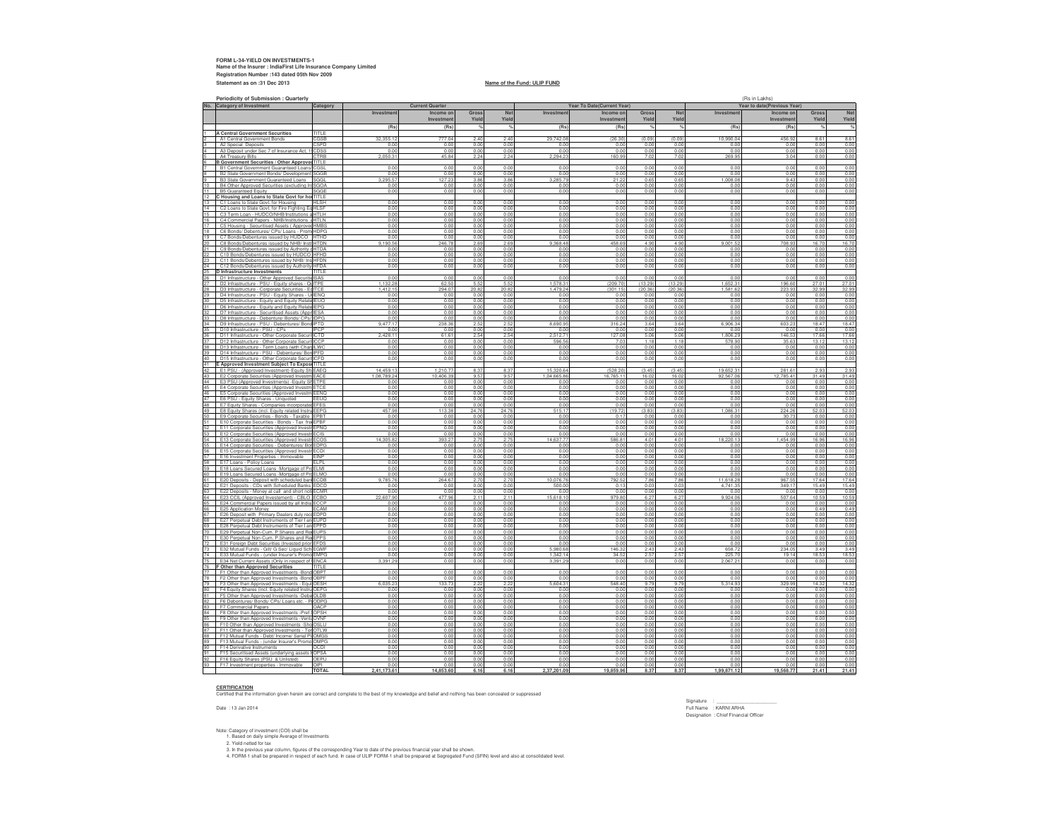**FORM L-34-YIELD ON INVESTMENTS-1**
**Name of the Insurer : IndiaFirst Life Insurance Company Limited**
**Registration Number :143 dated 05th Nov 2009**
**Statement as on :31 Dec 2013**

**Name of the Fund: ULIP FUND**

**Periodicity of Submission : Quarterly**

(Rs in Lakhs)

| No. | Category of Investment | Category | Current Quarter | | | | Year To Date(Current Year) | | | | Year to date(Previous Year) | | | |
|---|---|---|---|---|---|---|---|---|---|---|---|---|---|---|
| | | | Investment | Income on Investment | Gross Yield | Net Yield | Investment | Income on Investment | Gross Yield | Net Yield | Investment | Income on Investment | Gross Yield | Net Yield |
| | | | (Rs) | (Rs) | % | % | (Rs) | (Rs) | % | % | (Rs) | (Rs) | % | % |
| 1 | A Central Government Securities | TITLE | | | | | | | | | | | | |
| 2 | A1 Central Government Bonds | CGSB | 32,355.12 | 777.04 | 2.40 | 2.40 | 29,742.08 | (28.30) | (0.09) | (0.09) | 10,990.04 | 456.92 | 8.61 | 8.61 |
| 3 | A2 Special Deposits | CSPD | 0.00 | 0.00 | 0.00 | 0.00 | 0.00 | 0.00 | 0.00 | 0.00 | 0.00 | 0.00 | 0.00 | 0.00 |
| 4 | A3 Deposit under Sec 7 of Insurance Act, 1 | CDSS | 0.00 | 0.00 | 0.00 | 0.00 | 0.00 | 0.00 | 0.00 | 0.00 | 0.00 | 0.00 | 0.00 | 0.00 |
| 5 | A4 Treasury Bills | CTRB | 2,050.31 | 45.84 | 2.24 | 2.24 | 2,294.23 | 160.99 | 7.02 | 7.02 | 269.95 | 3.04 | 0.00 | 0.00 |
| 6 | B Government Securities / Other Approved | TITLE | | | | | | | | | | | | |
| 7 | B1 Central Government Guaranteed Loans | CGSL | 0.00 | 0.00 | 0.00 | 0.00 | 0.00 | 0.00 | 0.00 | 0.00 | 0.00 | 0.00 | 0.00 | 0.00 |
| 8 | B2 State Government Bonds/ Development | SGGB | 0.00 | 0.00 | 0.00 | 0.00 | 0.00 | 0.00 | 0.00 | 0.00 | 0.00 | 0.00 | 0.00 | 0.00 |
| 9 | B3 State Government Guaranteed Loans | SGGL | 3,295.57 | 127.23 | 3.86 | 3.86 | 3,285.79 | 21.22 | 0.65 | 0.65 | 1,008.08 | 9.43 | 0.00 | 0.00 |
| 10 | B4 Other Approved Securities (excluding In | SGOA | 0.00 | 0.00 | 0.00 | 0.00 | 0.00 | 0.00 | 0.00 | 0.00 | 0.00 | 0.00 | 0.00 | 0.00 |
| 11 | B5 Guaranteed Equity | SGGE | 0.00 | 0.00 | 0.00 | 0.00 | 0.00 | 0.00 | 0.00 | 0.00 | 0.00 | 0.00 | 0.00 | 0.00 |
| 12 | C Housing and Loans to State Govt for ho | TITLE | | | | | | | | | | | | |
| 13 | C1 Loans to State Govt. for Housing | HLSH | 0.00 | 0.00 | 0.00 | 0.00 | 0.00 | 0.00 | 0.00 | 0.00 | 0.00 | 0.00 | 0.00 | 0.00 |
| 14 | C2 Loans to State Govt. for Fire Fighting Eq | HLSF | 0.00 | 0.00 | 0.00 | 0.00 | 0.00 | 0.00 | 0.00 | 0.00 | 0.00 | 0.00 | 0.00 | 0.00 |
| 15 | C3 Term Loan - HUDCO/NHB/Institutions a | HTLH | 0.00 | 0.00 | 0.00 | 0.00 | 0.00 | 0.00 | 0.00 | 0.00 | 0.00 | 0.00 | 0.00 | 0.00 |
| 16 | C4 Commercial Papers - NHB/Institutions a | HTLN | 0.00 | 0.00 | 0.00 | 0.00 | 0.00 | 0.00 | 0.00 | 0.00 | 0.00 | 0.00 | 0.00 | 0.00 |
| 17 | C5 Housing - Securitised Assets ( Approved | HMBS | 0.00 | 0.00 | 0.00 | 0.00 | 0.00 | 0.00 | 0.00 | 0.00 | 0.00 | 0.00 | 0.00 | 0.00 |
| 18 | C6 Bonds/ Debentures/ CPs/ Loans - Prom | HDPG | 0.00 | 0.00 | 0.00 | 0.00 | 0.00 | 0.00 | 0.00 | 0.00 | 0.00 | 0.00 | 0.00 | 0.00 |
| 19 | C7 Bonds/Debentures issued by HUDCO | HTHD | 0.00 | 0.00 | 0.00 | 0.00 | 0.00 | 0.00 | 0.00 | 0.00 | 0.00 | 0.00 | 0.00 | 0.00 |
| 20 | C8 Bonds/Debentures issued by NHB/ Inst | HTDN | 9,190.56 | 246.78 | 2.69 | 2.69 | 9,368.48 | 458.69 | 4.90 | 4.90 | 9,001.52 | 708.93 | 16.70 | 16.70 |
| 21 | C9 Bonds/Debentures issued by Authority c | HTDA | 0.00 | 0.00 | 0.00 | 0.00 | 0.00 | 0.00 | 0.00 | 0.00 | 0.00 | 0.00 | 0.00 | 0.00 |
| 22 | C10 Bonds/Debentures issued by HUDCO | HFHD | 0.00 | 0.00 | 0.00 | 0.00 | 0.00 | 0.00 | 0.00 | 0.00 | 0.00 | 0.00 | 0.00 | 0.00 |
| 23 | C11 Bonds/Debentures issued by NHB/ Ins | HFDN | 0.00 | 0.00 | 0.00 | 0.00 | 0.00 | 0.00 | 0.00 | 0.00 | 0.00 | 0.00 | 0.00 | 0.00 |
| 24 | C12 Bonds/Debentures issued by Authority | HFDA | 0.00 | 0.00 | 0.00 | 0.00 | 0.00 | 0.00 | 0.00 | 0.00 | 0.00 | 0.00 | 0.00 | 0.00 |
| 25 | D Infrastructure Investments | TITLE | | | | | | | | | | | | |
| 26 | D1 Infrastructure - Other Approved Securitie | ISAS | 0.00 | 0.00 | 0.00 | 0.00 | 0.00 | 0.00 | 0.00 | 0.00 | 0.00 | 0.00 | 0.00 | 0.00 |
| 27 | D2 Infrastructure - PSU - Equity shares - Q | ITPE | 1,132.28 | 62.50 | 5.52 | 5.52 | 1,578.31 | (209.70) | (13.29) | (13.29) | 1,652.31 | 196.60 | 27.01 | 27.01 |
| 28 | D3 Infrastructure - Corporate Securities - Eq | ITCE | 1,412.15 | 294.07 | 20.82 | 20.82 | 1,479.24 | (301.15) | (20.36) | (20.36) | 1,581.62 | 223.93 | 32.99 | 32.99 |
| 29 | D4 Infrastructure - PSU - Equity Shares - U | IENQ | 0.00 | 0.00 | 0.00 | 0.00 | 0.00 | 0.00 | 0.00 | 0.00 | 0.00 | 0.00 | 0.00 | 0.00 |
| 30 | D5 Infrastructure - Equity and Equity Relate | IEUQ | 0.00 | 0.00 | 0.00 | 0.00 | 0.00 | 0.00 | 0.00 | 0.00 | 0.00 | 0.00 | 0.00 | 0.00 |
| 31 | D6 Infrastructure - Equity and Equity Relate | IEPG | 0.00 | 0.00 | 0.00 | 0.00 | 0.00 | 0.00 | 0.00 | 0.00 | 0.00 | 0.00 | 0.00 | 0.00 |
| 32 | D7 Infrastructure - Securitised Assets (Appr | IESA | 0.00 | 0.00 | 0.00 | 0.00 | 0.00 | 0.00 | 0.00 | 0.00 | 0.00 | 0.00 | 0.00 | 0.00 |
| 33 | D8 Infrastructure - Debenture/ Bonds/ CPs/ | IDPG | 0.00 | 0.00 | 0.00 | 0.00 | 0.00 | 0.00 | 0.00 | 0.00 | 0.00 | 0.00 | 0.00 | 0.00 |
| 34 | D9 Infrastructure - PSU - Debentures/ Bond | IPTD | 9,477.17 | 238.36 | 2.52 | 2.52 | 8,690.95 | 316.24 | 3.64 | 3.64 | 6,906.34 | 603.23 | 18.47 | 18.47 |
| 35 | D10 Infrastructure - PSU - CPs | IPCP | 0.00 | 0.00 | 0.00 | 0.00 | 0.00 | 0.00 | 0.00 | 0.00 | 0.00 | 0.00 | 0.00 | 0.00 |
| 36 | D11 Infrastructure - Other Corporate Securi | ICTD | 2,428.11 | 61.61 | 2.54 | 2.54 | 2,512.71 | 127.08 | 5.06 | 5.06 | 1,806.29 | 146.53 | 17.66 | 17.66 |
| 37 | D12 Infrastructure - Other Corporate Securi | ICCP | 0.00 | 0.00 | 0.00 | 0.00 | 596.56 | 7.03 | 1.18 | 1.18 | 578.90 | 35.63 | 13.12 | 13.12 |
| 38 | D13 Infrastructure - Term Loans (with Char | ILWC | 0.00 | 0.00 | 0.00 | 0.00 | 0.00 | 0.00 | 0.00 | 0.00 | 0.00 | 0.00 | 0.00 | 0.00 |
| 39 | D14 Infrastructure - PSU - Debentures/ Bon | IPFD | 0.00 | 0.00 | 0.00 | 0.00 | 0.00 | 0.00 | 0.00 | 0.00 | 0.00 | 0.00 | 0.00 | 0.00 |
| 40 | D15 Infrastructure - Other Corporate Securi | ICFD | 0.00 | 0.00 | 0.00 | 0.00 | 0.00 | 0.00 | 0.00 | 0.00 | 0.00 | 0.00 | 0.00 | 0.00 |
| 41 | E Approved Investment Subject To Expos | TITLE | | | | | | | | | | | | |
| 42 | E1 PSU - (Approved Investment)-Equity Sh | EAEQ | 14,459.13 | 1,210.77 | 8.37 | 8.37 | 15,320.64 | (528.20) | (3.45) | (3.45) | 19,652.31 | 281.61 | 2.93 | 2.93 |
| 43 | E2 Corporate Securities (Approved Investm | EACE | 1,08,789.24 | 10,406.39 | 9.57 | 9.57 | 1,04,665.86 | 16,765.11 | 16.02 | 16.02 | 92,567.06 | 12,785.41 | 31.49 | 31.49 |
| 44 | E3 PSU-(Approved Investments) -Equity Sh | ETPE | 0.00 | 0.00 | 0.00 | 0.00 | 0.00 | 0.00 | 0.00 | 0.00 | 0.00 | 0.00 | 0.00 | 0.00 |
| 45 | E4 Corporate Securities (Approved Investm | ETCE | 0.00 | 0.00 | 0.00 | 0.00 | 0.00 | 0.00 | 0.00 | 0.00 | 0.00 | 0.00 | 0.00 | 0.00 |
| 46 | E5 Corporate Securities (Approved Investm | EENQ | 0.00 | 0.00 | 0.00 | 0.00 | 0.00 | 0.00 | 0.00 | 0.00 | 0.00 | 0.00 | 0.00 | 0.00 |
| 47 | E6 PSU - Equity Shares - Unquoted | EEUQ | 0.00 | 0.00 | 0.00 | 0.00 | 0.00 | 0.00 | 0.00 | 0.00 | 0.00 | 0.00 | 0.00 | 0.00 |
| 48 | E7 Equity Shares - Companies incorporated | EFES | 0.00 | 0.00 | 0.00 | 0.00 | 0.00 | 0.00 | 0.00 | 0.00 | 0.00 | 0.00 | 0.00 | 0.00 |
| 49 | E8 Equity Shares (incl. Equity related Instru | EEPG | 457.98 | 113.38 | 24.76 | 24.76 | 515.17 | (19.72) | (3.83) | (3.83) | 1,086.31 | 224.26 | 52.03 | 52.03 |
| 50 | E9 Corporate Securities - Bonds - Taxable | EPBT | 0.00 | 0.00 | 0.00 | 0.00 | 0.00 | 0.17 | 0.00 | 0.00 | 0.00 | 30.73 | 0.00 | 0.00 |
| 51 | E10 Corporate Securities - Bonds - Tax free | EPBF | 0.00 | 0.00 | 0.00 | 0.00 | 0.00 | 0.00 | 0.00 | 0.00 | 0.00 | 0.00 | 0.00 | 0.00 |
| 52 | E11 Corporate Securities (Approved Investm | EPNQ | 0.00 | 0.00 | 0.00 | 0.00 | 0.00 | 0.00 | 0.00 | 0.00 | 0.00 | 0.00 | 0.00 | 0.00 |
| 53 | E12 Corporate Securities (Approved Investm | ECIS | 0.00 | 0.00 | 0.00 | 0.00 | 0.00 | 0.00 | 0.00 | 0.00 | 0.00 | 0.00 | 0.00 | 0.00 |
| 54 | E13 Corporate Securities (Approved Investm | ECOS | 14,305.82 | 393.27 | 2.75 | 2.75 | 14,637.77 | 586.81 | 4.01 | 4.01 | 18,220.13 | 1,454.99 | 16.96 | 16.96 |
| 55 | E14 Corporate Securities - Debentures/ Bon | EDPG | 0.00 | 0.00 | 0.00 | 0.00 | 0.00 | 0.00 | 0.00 | 0.00 | 0.00 | 0.00 | 0.00 | 0.00 |
| 56 | E15 Corporate Securities (Approved Investm | ECDI | 0.00 | 0.00 | 0.00 | 0.00 | 0.00 | 0.00 | 0.00 | 0.00 | 0.00 | 0.00 | 0.00 | 0.00 |
| 57 | E16 Investment Properties - Immovable | EINP | 0.00 | 0.00 | 0.00 | 0.00 | 0.00 | 0.00 | 0.00 | 0.00 | 0.00 | 0.00 | 0.00 | 0.00 |
| 58 | E17 Loans - Policy Loans | ELPL | 0.00 | 0.00 | 0.00 | 0.00 | 0.00 | 0.00 | 0.00 | 0.00 | 0.00 | 0.00 | 0.00 | 0.00 |
| 59 | E18 Loans Secured Loans -Mortgage of Pro | ELMI | 0.00 | 0.00 | 0.00 | 0.00 | 0.00 | 0.00 | 0.00 | 0.00 | 0.00 | 0.00 | 0.00 | 0.00 |
| 60 | E19 Loans Secured Loans -Mortgage of Pro | ELMO | 0.00 | 0.00 | 0.00 | 0.00 | 0.00 | 0.00 | 0.00 | 0.00 | 0.00 | 0.00 | 0.00 | 0.00 |
| 61 | E20 Deposits - Deposit with scheduled bank | ECDB | 9,785.76 | 264.67 | 2.70 | 2.70 | 10,076.76 | 792.52 | 7.86 | 7.86 | 11,618.28 | 967.55 | 17.64 | 17.64 |
| 62 | E21 Deposits - CDs with Scheduled Banks | EDCD | 0.00 | 0.00 | 0.00 | 0.00 | 500.00 | 0.13 | 0.03 | 0.03 | 4,741.35 | 349.17 | 15.49 | 15.49 |
| 63 | E22 Deposits - Money at call and short noti | ECMR | 0.00 | 0.00 | 0.00 | 0.00 | 0.00 | 0.00 | 0.00 | 0.00 | 0.00 | 0.00 | 0.00 | 0.00 |
| 64 | E23 CCIL (Approved Investement) - CBLO | ECBO | 22,607.90 | 477.96 | 2.11 | 2.11 | 15,618.10 | 979.80 | 6.27 | 6.27 | 9,924.06 | 507.64 | 10.59 | 10.59 |
| 65 | E24 Commercial Papers issued by all India | ECCP | 0.00 | 0.00 | 0.00 | 0.00 | 0.00 | 0.00 | 0.00 | 0.00 | 0.00 | 0.00 | 0.00 | 0.00 |
| 66 | E25 Application Money | ECAM | 0.00 | 0.00 | 0.00 | 0.00 | 0.00 | 0.00 | 0.00 | 0.00 | 0.00 | 0.00 | 0.49 | 0.49 |
| 67 | E26 Deposit with Primary Dealers duly reco | EDPD | 0.00 | 0.00 | 0.00 | 0.00 | 0.00 | 0.00 | 0.00 | 0.00 | 0.00 | 0.00 | 0.00 | 0.00 |
| 68 | E27 Perpetual Debt Instruments of Tier I an | EUPD | 0.00 | 0.00 | 0.00 | 0.00 | 0.00 | 0.00 | 0.00 | 0.00 | 0.00 | 0.00 | 0.00 | 0.00 |
| 69 | E28 Perpetual Debt Instruments of Tier I an | EPPD | 0.00 | 0.00 | 0.00 | 0.00 | 0.00 | 0.00 | 0.00 | 0.00 | 0.00 | 0.00 | 0.00 | 0.00 |
| 70 | E29 Perpetual Non-Cum. P.Shares and Re | EUPS | 0.00 | 0.00 | 0.00 | 0.00 | 0.00 | 0.00 | 0.00 | 0.00 | 0.00 | 0.00 | 0.00 | 0.00 |
| 71 | E30 Perpetual Non-Cum. P.Shares and Re | EPPS | 0.00 | 0.00 | 0.00 | 0.00 | 0.00 | 0.00 | 0.00 | 0.00 | 0.00 | 0.00 | 0.00 | 0.00 |
| 72 | E31 Foreign Debt Securities (Invested prior | EFDS | 0.00 | 0.00 | 0.00 | 0.00 | 0.00 | 0.00 | 0.00 | 0.00 | 0.00 | 0.00 | 0.00 | 0.00 |
| 73 | E32 Mutual Funds - Gilt/ G Sec/ Liquid Sch | EGMF | 0.00 | 0.00 | 0.00 | 0.00 | 5,980.68 | 146.32 | 2.43 | 2.43 | 658.72 | 234.05 | 3.49 | 3.49 |
| 74 | E33 Mutual Funds - (under Insurer's Promo | EMPG | 0.00 | 0.00 | 0.00 | 0.00 | 1,342.14 | 34.52 | 2.57 | 2.57 | 225.70 | 19.14 | 18.53 | 18.53 |
| 75 | E34 Net Current Assets (Only in respect of | ENCA | 3,391.29 | 0.00 | 0.00 | 0.00 | 3,391.29 | 0.00 | 0.00 | 0.00 | 2,067.21 | 0.00 | 0.00 | 0.00 |
| 76 | F Other than Approved Securities | TITLE | | | | | | | | | | | | |
| 77 | F1 Other than Approved Investments -Bond | OBPT | 0.00 | 0.00 | 0.00 | 0.00 | 0.00 | 0.00 | 0.00 | 0.00 | 0.00 | 0.00 | 0.00 | 0.00 |
| 78 | F2 Other than Approved Investments -Bond | OBPF | 0.00 | 0.00 | 0.00 | 0.00 | 0.00 | 0.00 | 0.00 | 0.00 | 0.00 | 0.00 | 0.00 | 0.00 |
| 79 | F3 Other than Approved Investments - Equi | OESH | 6,035.23 | 133.73 | 2.22 | 2.22 | 5,604.31 | 548.40 | 9.79 | 9.79 | 5,314.93 | 329.99 | 14.32 | 14.32 |
| 80 | F4 Equity Shares (incl. Equity related Instru | OEPG | 0.00 | 0.00 | 0.00 | 0.00 | 0.00 | 0.00 | 0.00 | 0.00 | 0.00 | 0.00 | 0.00 | 0.00 |
| 81 | F5 Other than Approved Investments -Debe | OLDB | 0.00 | 0.00 | 0.00 | 0.00 | 0.00 | 0.00 | 0.00 | 0.00 | 0.00 | 0.00 | 0.00 | 0.00 |
| 82 | F6 Debentures/ Bonds/ CPs/ Loans etc. - P | ODPG | 0.00 | 0.00 | 0.00 | 0.00 | 0.00 | 0.00 | 0.00 | 0.00 | 0.00 | 0.00 | 0.00 | 0.00 |
| 83 | F7 Commercial Papers | OACP | 0.00 | 0.00 | 0.00 | 0.00 | 0.00 | 0.00 | 0.00 | 0.00 | 0.00 | 0.00 | 0.00 | 0.00 |
| 84 | F8 Other than Approved Investments -Pref | OPSH | 0.00 | 0.00 | 0.00 | 0.00 | 0.00 | 0.00 | 0.00 | 0.00 | 0.00 | 0.00 | 0.00 | 0.00 |
| 85 | F9 Other than Approved Investments -Vent | OVNF | 0.00 | 0.00 | 0.00 | 0.00 | 0.00 | 0.00 | 0.00 | 0.00 | 0.00 | 0.00 | 0.00 | 0.00 |
| 86 | F10 Other than Approved Investments -Sho | OSLU | 0.00 | 0.00 | 0.00 | 0.00 | 0.00 | 0.00 | 0.00 | 0.00 | 0.00 | 0.00 | 0.00 | 0.00 |
| 87 | F11 Other than Approved Investments - Ter | OTLW | 0.00 | 0.00 | 0.00 | 0.00 | 0.00 | 0.00 | 0.00 | 0.00 | 0.00 | 0.00 | 0.00 | 0.00 |
| 88 | F12 Mutual Funds - Debt/ Income/ Serial Pl | OMGS | 0.00 | 0.00 | 0.00 | 0.00 | 0.00 | 0.00 | 0.00 | 0.00 | 0.00 | 0.00 | 0.00 | 0.00 |
| 89 | F13 Mutual Funds - (under Insurer's Promo | OMPG | 0.00 | 0.00 | 0.00 | 0.00 | 0.00 | 0.00 | 0.00 | 0.00 | 0.00 | 0.00 | 0.00 | 0.00 |
| 90 | F14 Derivative Instruments | OCDI | 0.00 | 0.00 | 0.00 | 0.00 | 0.00 | 0.00 | 0.00 | 0.00 | 0.00 | 0.00 | 0.00 | 0.00 |
| 91 | F15 Securitised Assets (underlying assets | OPSA | 0.00 | 0.00 | 0.00 | 0.00 | 0.00 | 0.00 | 0.00 | 0.00 | 0.00 | 0.00 | 0.00 | 0.00 |
| 92 | F16 Equity Shares (PSU & Unlisted) | OEPU | 0.00 | 0.00 | 0.00 | 0.00 | 0.00 | 0.00 | 0.00 | 0.00 | 0.00 | 0.00 | 0.00 | 0.00 |
| 93 | F17 Investment properties - Immovable | OIPI | 0.00 | 0.00 | 0.00 | 0.00 | 0.00 | 0.00 | 0.00 | 0.00 | 0.00 | 0.00 | 0.00 | 0.00 |
| | | TOTAL | 2,41,173.61 | 14,853.60 | 6.16 | 6.16 | 2,37,201.09 | 19,859.96 | 8.37 | 8.37 | 1,99,871.12 | 19,566.77 | 21.41 | 21.41 |

**CERTIFICATION**

Certified that the information given herein are correct and complete to the best of my knowledge and belief and nothing has been concealed or suppressed

Date : 13 Jan 2014

Signature : ___________________
Full Name : KARNI ARHA
Designation : Chief Financial Officer

Note: Category of investment (COI) shall be
1. Based on daily simple Average of Investments
2. Yield netted for tax
3. In the previous year column, figures of the corresponding Year to date of the previous financial year shall be shown.
4. FORM-1 shall be prepared in respect of each fund. In case of ULIP FORM-1 shall be prepared at Segregated Fund (SFIN) level and also at consolidated level.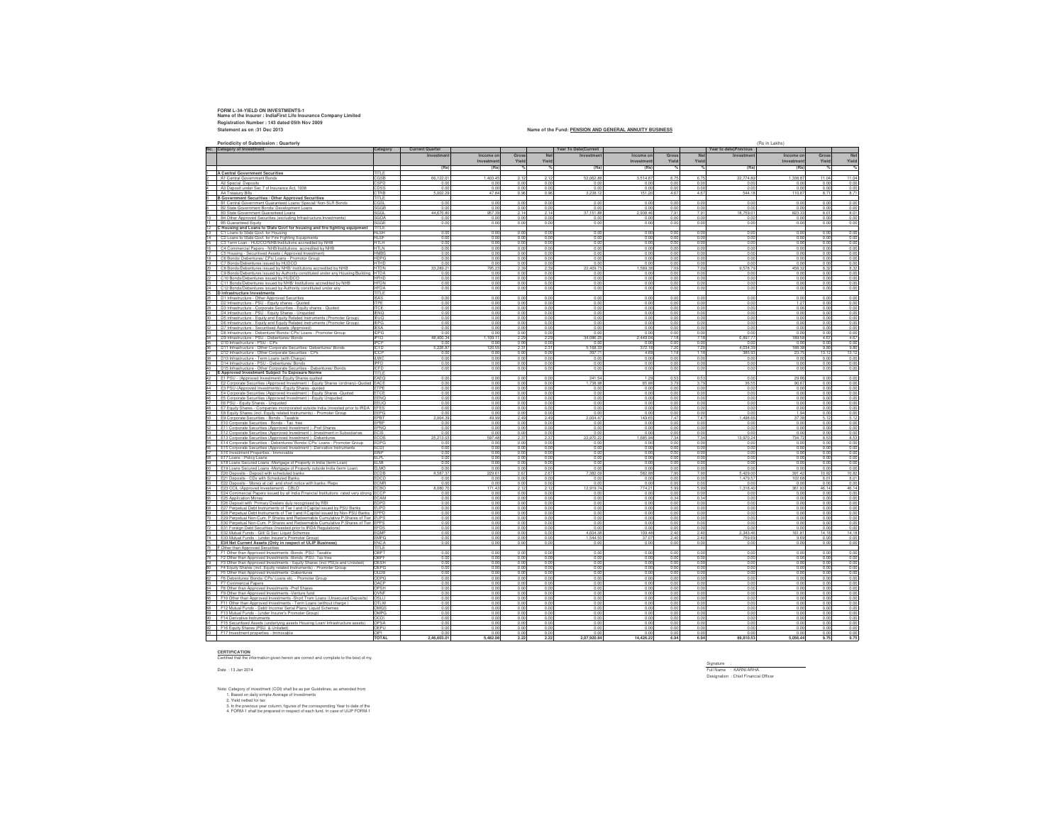**FORM L-34-YIELD ON INVESTMENTS-1**
**Name of the Insurer : IndiaFirst Life Insurance Company Limited**
**Registration Number : 143 dated 05th Nov 2009**
**Statement as on :31 Dec 2013**

**Name of the Fund: PENSION AND GENERAL ANNUITY BUSINESS**

**Periodicity of Submission : Quarterly**

(Rs in Lakhs)

| No. | Category of Investment | Category | Current Quarter | | | | Year To Date(Current | | | | Year to date(Previous | | | |
|---|---|---|---|---|---|---|---|---|---|---|---|---|---|---|
| | | | Investment | Income on Investment | Gross Yield | Net Yield | Investment | Income on Investment | Gross Yield | Net Yield | Investment | Income on Investment | Gross Yield | Net Yield |
| | | | (Rs) | (Rs) | % | % | (Rs) | (Rs) | % | % | (Rs) | (Rs) | % | % |
| 1 | **A Central Government Securities** | TITLE | | | | | | | | | | | | |
| 2 | A1 Central Government Bonds | CGSB | 66,122.01 | 1,403.45 | 2.12 | 2.12 | 52,062.88 | 3,514.87 | 6.75 | 6.75 | 22,774.89 | 1,338.87 | 11.04 | 11.04 |
| 3 | A2 Special Deposits | CSPD | 0.00 | 0.00 | 0.00 | 0.00 | 0.00 | 0.00 | 0.00 | 0.00 | 0.00 | 0.00 | 0.00 | 0.00 |
| 4 | A3 Deposit under Sec 7 of Insurance Act, 1938 | CDSS | 0.00 | 0.00 | 0.00 | 0.00 | 0.00 | 0.00 | 0.00 | 0.00 | 0.00 | 0.00 | 0.00 | 0.00 |
| 5 | A4 Treasury Bills | CTRB | 5,002.29 | 47.84 | 0.96 | 0.96 | 3,238.12 | 151.20 | 4.67 | 4.67 | 544.18 | 110.87 | 8.71 | 8.71 |
| 6 | **B Government Securities / Other Approved Securities** | TITLE | | | | | | | | | | | | |
| 7 | B1 Central Government Guaranteed Loans/ Special/ Non-SLR Bonds | CGSL | 0.00 | 0.00 | 0.00 | 0.00 | 0.00 | 0.00 | 0.00 | 0.00 | 0.00 | 0.00 | 0.00 | 0.00 |
| 8 | B2 State Government Bonds/ Development Loans | SGGB | 0.00 | 0.00 | 0.00 | 0.00 | 0.00 | 0.00 | 0.00 | 0.00 | 0.00 | 0.00 | 0.00 | 0.00 |
| 9 | B3 State Government Guaranteed Loans | SGGL | 44,676.80 | 957.39 | 2.14 | 2.14 | 37,151.88 | 2,938.46 | 7.91 | 7.91 | 18,759.01 | 823.33 | 8.01 | 8.01 |
| 10 | B4 Other Approved Securities (excluding Infrastructure Investments) | SGOA | 0.00 | 0.00 | 0.00 | 0.00 | 0.00 | 0.00 | 0.00 | 0.00 | 0.00 | 0.00 | 0.00 | 0.00 |
| 11 | B5 Guaranteed Equity | SGGE | 0.00 | 0.00 | 0.00 | 0.00 | 0.00 | 0.00 | 0.00 | 0.00 | 0.00 | 0.00 | 0.00 | 0.00 |
| 12 | **C Housing and Loans to State Govt for housing and fire fighting equipment** | TITLE | | | | | | | | | | | | |
| 13 | C1 Loans to State Govt. for Housing | HLSH | 0.00 | 0.00 | 0.00 | 0.00 | 0.00 | 0.00 | 0.00 | 0.00 | 0.00 | 0.00 | 0.00 | 0.00 |
| 14 | C2 Loans to State Govt. for Fire Fighting Equipments | HLSF | 0.00 | 0.00 | 0.00 | 0.00 | 0.00 | 0.00 | 0.00 | 0.00 | 0.00 | 0.00 | 0.00 | 0.00 |
| 15 | C3 Term Loan - HUDCO/NHB/Institutions accredited by NHB | HTLH | 0.00 | 0.00 | 0.00 | 0.00 | 0.00 | 0.00 | 0.00 | 0.00 | 0.00 | 0.00 | 0.00 | 0.00 |
| 16 | C4 Commercial Papers - NHB/Institutions accredited by NHB | HTLN | 0.00 | 0.00 | 0.00 | 0.00 | 0.00 | 0.00 | 0.00 | 0.00 | 0.00 | 0.00 | 0.00 | 0.00 |
| 17 | C5 Housing - Securitised Assets ( Approved Investment) | HMBS | 0.00 | 0.00 | 0.00 | 0.00 | 0.00 | 0.00 | 0.00 | 0.00 | 0.00 | 0.00 | 0.00 | 0.00 |
| 18 | C6 Bonds/ Debentures/ CPs/ Loans - Promotor Group | HDPG | 0.00 | 0.00 | 0.00 | 0.00 | 0.00 | 0.00 | 0.00 | 0.00 | 0.00 | 0.00 | 0.00 | 0.00 |
| 19 | C7 Bonds/Debentures issued by HUDCO | HTHD | 0.00 | 0.00 | 0.00 | 0.00 | 0.00 | 0.00 | 0.00 | 0.00 | 0.00 | 0.00 | 0.00 | 0.00 |
| 20 | C8 Bonds/Debentures issued by NHB/ Institutions accredited by NHB | HTDN | 33,289.21 | 795.20 | 2.39 | 2.39 | 22,409.73 | 1,589.38 | 7.09 | 7.09 | 9,576.79 | 458.33 | 8.32 | 8.32 |
| 21 | C9 Bonds/Debentures issued by Authority constituted under any Housing/Building | HTDA | 0.00 | 0.00 | 0.00 | 0.00 | 0.00 | 0.00 | 0.00 | 0.00 | 0.00 | 0.00 | 0.00 | 0.00 |
| 22 | C10 Bonds/Debentures issued by HUDCO | HFHD | 0.00 | 0.00 | 0.00 | 0.00 | 0.00 | 0.00 | 0.00 | 0.00 | 0.00 | 0.00 | 0.00 | 0.00 |
| 23 | C11 Bonds/Debentures issued by NHB/ Institutions accredited by NHB | HFDN | 0.00 | 0.00 | 0.00 | 0.00 | 0.00 | 0.00 | 0.00 | 0.00 | 0.00 | 0.00 | 0.00 | 0.00 |
| 24 | C12 Bonds/Debentures issued by Authority constituted under any | HFDA | 0.00 | 0.00 | 0.00 | 0.00 | 0.00 | 0.00 | 0.00 | 0.00 | 0.00 | 0.00 | 0.00 | 0.00 |
| 25 | **D Infrastructure Investments** | TITLE | | | | | | | | | | | | |
| 26 | D1 Infrastructure - Other Approved Securities | ISAS | 0.00 | 0.00 | 0.00 | 0.00 | 0.00 | 0.00 | 0.00 | 0.00 | 0.00 | 0.00 | 0.00 | 0.00 |
| 27 | D2 Infrastructure - PSU - Equity shares - Quoted | ITPE | 0.00 | 0.00 | 0.00 | 0.00 | 0.00 | 0.00 | 0.00 | 0.00 | 0.00 | 1.27 | 0.00 | 0.00 |
| 28 | D3 Infrastructure - Corporate Securities - Equity shares - Quoted | ITCE | 0.00 | 0.00 | 0.00 | 0.00 | 0.00 | 0.00 | 0.00 | 0.00 | 0.00 | 0.00 | 0.00 | 0.00 |
| 29 | D4 Infrastructure - PSU - Equity Shares - Unquoted | IENQ | 0.00 | 0.00 | 0.00 | 0.00 | 0.00 | 0.00 | 0.00 | 0.00 | 0.00 | 0.00 | 0.00 | 0.00 |
| 30 | D5 Infrastructure - Equity and Equity Related Instruments (Promoter Group) | IEUQ | 0.00 | 0.00 | 0.00 | 0.00 | 0.00 | 0.00 | 0.00 | 0.00 | 0.00 | 0.00 | 0.00 | 0.00 |
| 31 | D6 Infrastructure - Equity and Equity Related Instruments (Promoter Group) | IEPG | 0.00 | 0.00 | 0.00 | 0.00 | 0.00 | 0.00 | 0.00 | 0.00 | 0.00 | 0.00 | 0.00 | 0.00 |
| 32 | D7 Infrastructure - Securitised Assets (Approved) | IESA | 0.00 | 0.00 | 0.00 | 0.00 | 0.00 | 0.00 | 0.00 | 0.00 | 0.00 | 0.00 | 0.00 | 0.00 |
| 33 | D8 Infrastructure - Debenture/ Bonds/ CPs/ Loans - Promoter Group | IDPG | 0.00 | 0.00 | 0.00 | 0.00 | 0.00 | 0.00 | 0.00 | 0.00 | 0.00 | 0.00 | 0.00 | 0.00 |
| 34 | D9 Infrastructure - PSU - Debentures/ Bonds | IPTD | 48,400.34 | 1,109.11 | 2.29 | 2.29 | 34,086.25 | 2,440.04 | 7.16 | 7.16 | 6,897.77 | 169.58 | 4.67 | 4.67 |
| 35 | D10 Infrastructure - PSU - CPs | IPCP | 0.00 | 0.00 | 0.00 | 0.00 | 0.00 | 0.00 | 0.00 | 0.00 | 0.00 | 0.00 | 0.00 | 0.00 |
| 36 | D11 Infrastructure - Other Corporate Securities- Debentures/ Bonds | ICTD | 5,226.87 | 120.50 | 2.31 | 2.31 | 5,168.33 | 372.19 | 7.20 | 7.20 | 4,034.19 | 188.36 | 9.80 | 9.80 |
| 37 | D12 Infrastructure - Other Corporate Securities - CPs | ICCP | 0.00 | 0.00 | 0.00 | 0.00 | 397.71 | 4.69 | 1.18 | 1.18 | 385.93 | 23.75 | 13.12 | 13.12 |
| 38 | D13 Infrastructure - Term Loans (with Charge) | ILWC | 0.00 | 0.00 | 0.00 | 0.00 | 0.00 | 0.00 | 0.00 | 0.00 | 0.00 | 0.00 | 0.00 | 0.00 |
| 39 | D14 Infrastructure - PSU - Debentures/ Bonds | IPFD | 0.00 | 0.00 | 0.00 | 0.00 | 0.00 | 0.00 | 0.00 | 0.00 | 0.00 | 0.00 | 0.00 | 0.00 |
| 40 | D15 Infrastructure - Other Corporate Securities - Debentures/ Bonds | ICFD | 0.00 | 0.00 | 0.00 | 0.00 | 0.00 | 0.00 | 0.00 | 0.00 | 0.00 | 0.00 | 0.00 | 0.00 |
| 41 | **E Approved Investment Subject To Exposure Norms** | TITLE | | | | | | | | | | | | |
| 42 | E1 PSU - (Approved Investment)-Equity Shares quoted | EAEQ | 0.00 | 0.00 | 0.00 | 0.00 | 241.54 | 1.29 | 0.53 | 0.53 | 0.00 | 29.86 | 0.00 | 0.00 |
| 43 | E2 Corporate Securities (Approved Investment ) -Equity Shares (ordinary)-Quoted | EACE | 0.00 | 0.00 | 0.00 | 0.00 | 1,738.98 | 65.86 | 3.79 | 3.79 | 36.55 | 90.67 | 0.00 | 0.00 |
| 44 | E3 PSU-(Approved Investments) -Equity Shares -quoted | ETPE | 0.00 | 0.00 | 0.00 | 0.00 | 0.00 | 0.00 | 0.00 | 0.00 | 0.00 | 0.00 | 0.00 | 0.00 |
| 45 | E4 Corporate Securities (Approved Investment ) -Equity Shares -Quoted | ETCE | 0.00 | 0.00 | 0.00 | 0.00 | 0.00 | 0.00 | 0.00 | 0.00 | 0.00 | 0.00 | 0.00 | 0.00 |
| 46 | E5 Corporate Securities (Approved Investment ) -Equity Unquoted | EENQ | 0.00 | 0.00 | 0.00 | 0.00 | 0.00 | 0.00 | 0.00 | 0.00 | 0.00 | 0.00 | 0.00 | 0.00 |
| 47 | E6 PSU - Equity Shares - Unquoted | EEUQ | 0.00 | 0.00 | 0.00 | 0.00 | 0.00 | 0.00 | 0.00 | 0.00 | 0.00 | 0.00 | 0.00 | 0.00 |
| 48 | E7 Equity Shares - Companies incorporated outside India (invested prior to IRDA | EFES | 0.00 | 0.00 | 0.00 | 0.00 | 0.00 | 0.00 | 0.00 | 0.00 | 0.00 | 0.00 | 0.00 | 0.00 |
| 49 | E8 Equity Shares (incl. Equity related Instruments) - Promoter Group | EEPG | 0.00 | 0.00 | 0.00 | 0.00 | 0.00 | 0.00 | 0.00 | 0.00 | 0.00 | 1.94 | 0.00 | 0.00 |
| 50 | E9 Corporate Securities - Bonds - Taxable | EPBT | 2,004.39 | 49.99 | 2.49 | 2.49 | 2,004.47 | 149.65 | 7.47 | 7.47 | 1,498.66 | 37.38 | 5.12 | 5.12 |
| 51 | E10 Corporate Securities - Bonds - Tax free | EPBF | 0.00 | 0.00 | 0.00 | 0.00 | 0.00 | 0.00 | 0.00 | 0.00 | 0.00 | 0.00 | 0.00 | 0.00 |
| 52 | E11 Corporate Securities (Approved Investment ) -Pref Shares | EPNQ | 0.00 | 0.00 | 0.00 | 0.00 | 0.00 | 0.00 | 0.00 | 0.00 | 0.00 | 0.00 | 0.00 | 0.00 |
| 53 | E12 Corporate Securities (Approved Investment ) -Investment in Subsidiaries | ECIS | 0.00 | 0.00 | 0.00 | 0.00 | 0.00 | 0.00 | 0.00 | 0.00 | 0.00 | 0.00 | 0.00 | 0.00 |
| 54 | E13 Corporate Securities (Approved Investment ) -Debentures | ECOS | 25,213.03 | 597.48 | 2.37 | 2.37 | 22,970.22 | 1,685.94 | 7.34 | 7.34 | 13,970.24 | 734.72 | 8.53 | 8.53 |
| 55 | E14 Corporate Securities - Debentures/ Bonds/ CPs/ Loans - Promoter Group | EDPG | 0.00 | 0.00 | 0.00 | 0.00 | 0.00 | 0.00 | 0.00 | 0.00 | 0.00 | 0.00 | 0.00 | 0.00 |
| 56 | E15 Corporate Securities (Approved Investment ) -Derivative Instruments | ECDI | 0.00 | 0.00 | 0.00 | 0.00 | 0.00 | 0.00 | 0.00 | 0.00 | 0.00 | 0.00 | 0.00 | 0.00 |
| 57 | E16 Investment Properties - Immovable | EINP | 0.00 | 0.00 | 0.00 | 0.00 | 0.00 | 0.00 | 0.00 | 0.00 | 0.00 | 0.00 | 0.00 | 0.00 |
| 58 | E17 Loans - Policy Loans | ELPL | 0.00 | 0.00 | 0.00 | 0.00 | 0.00 | 0.00 | 0.00 | 0.00 | 0.00 | 0.00 | 0.00 | 0.00 |
| 59 | E18 Loans Secured Loans -Mortgage of Property in India (term Loan) | ELMI | 0.00 | 0.00 | 0.00 | 0.00 | 0.00 | 0.00 | 0.00 | 0.00 | 0.00 | 0.00 | 0.00 | 0.00 |
| 60 | E19 Loans Secured Loans -Mortgage of Property outside India (term Loan) | ELMO | 0.00 | 0.00 | 0.00 | 0.00 | 0.00 | 0.00 | 0.00 | 0.00 | 0.00 | 0.00 | 0.00 | 0.00 |
| 61 | E20 Deposits - Deposit with scheduled banks | ECDB | 8,587.37 | 229.61 | 2.67 | 2.67 | 7,382.69 | 582.68 | 7.90 | 7.90 | 5,429.00 | 397.42 | 10.82 | 10.82 |
| 62 | E21 Deposits - CDs with Scheduled Banks | EDCD | 0.00 | 0.00 | 0.00 | 0.00 | 0.00 | 0.00 | 0.00 | 0.00 | 1,479.57 | 102.68 | 8.01 | 8.01 |
| 63 | E22 Deposits - Money at call and short notice with banks /Repo | ECMR | 0.00 | 0.00 | 0.00 | 0.00 | 0.00 | 0.00 | 0.00 | 0.00 | 0.00 | 0.00 | 0.00 | 0.00 |
| 64 | E23 CCIL (Approved Investement) - CBLO | ECBO | 8,080.70 | 171.43 | 2.12 | 2.12 | 12,919.74 | 774.21 | 5.99 | 5.99 | 1,318.40 | 361.83 | 46.14 | 46.14 |
| 65 | E24 Commercial Papers issued by all India Financial Institutions rated very strong | ECCP | 0.00 | 0.00 | 0.00 | 0.00 | 0.00 | 0.00 | 0.00 | 0.00 | 0.00 | 0.00 | 0.00 | 0.00 |
| 66 | E25 Application Money | ECAM | 0.00 | 0.00 | 0.00 | 0.00 | 0.00 | 0.00 | 0.34 | 0.34 | 0.00 | 0.00 | 0.00 | 0.00 |
| 67 | E26 Deposit with Primary Dealers duly recognised by RBI | EDPD | 0.00 | 0.00 | 0.00 | 0.00 | 0.00 | 0.00 | 0.00 | 0.00 | 0.00 | 0.00 | 0.00 | 0.00 |
| 68 | E27 Perpetual Debt Instruments of Tier I and II Capital issued by PSU Banks | EUPD | 0.00 | 0.00 | 0.00 | 0.00 | 0.00 | 0.00 | 0.00 | 0.00 | 0.00 | 0.00 | 0.00 | 0.00 |
| 69 | E28 Perpetual Debt Instruments of Tier I and II Capital issued by Non-PSU Banks | EPPD | 0.00 | 0.00 | 0.00 | 0.00 | 0.00 | 0.00 | 0.00 | 0.00 | 0.00 | 0.00 | 0.00 | 0.00 |
| 70 | E29 Perpetual Non-Cum. P.Shares and Redeemable Cumulative P.Shares of Tier | EUPS | 0.00 | 0.00 | 0.00 | 0.00 | 0.00 | 0.00 | 0.00 | 0.00 | 0.00 | 0.00 | 0.00 | 0.00 |
| 71 | E30 Perpetual Non-Cum. P.Shares and Redeemable Cumulative P.Shares of Tier | EPPS | 0.00 | 0.00 | 0.00 | 0.00 | 0.00 | 0.00 | 0.00 | 0.00 | 0.00 | 0.00 | 0.00 | 0.00 |
| 72 | E31 Foreign Debt Securities (Invested prior to IRDA Regulations) | EFDS | 0.00 | 0.00 | 0.00 | 0.00 | 0.00 | 0.00 | 0.00 | 0.00 | 0.00 | 0.00 | 0.00 | 0.00 |
| 73 | E32 Mutual Funds - Gilt/ G Sec/ Liquid Schemes | EGMF | 0.00 | 0.00 | 0.00 | 0.00 | 4,604.38 | 109.48 | 2.40 | 2.40 | 2,343.46 | 161.81 | 14.18 | 14.18 |
| 74 | E33 Mutual Funds - (under Insurer's Promoter Group) | EMPG | 0.00 | 0.00 | 0.00 | 0.00 | 1,544.50 | 37.07 | 2.40 | 2.40 | 759.69 | 9.69 | 0.00 | 0.00 |
| 75 | E34 Net Current Assets (Only in respect of ULIP Business) | ENCA | 0.00 | 0.00 | 0.00 | 0.00 | 0.00 | 0.00 | 0.00 | 0.00 | 0.00 | 0.00 | 0.00 | 0.00 |
| 76 | **F Other than Approved Securities** | TITLE | | | | | | | | | | | | |
| 77 | F1 Other than Approved Investments -Bonds -PSU- Taxable | OBPT | 0.00 | 0.00 | 0.00 | 0.00 | 0.00 | 0.00 | 0.00 | 0.00 | 0.00 | 0.00 | 0.00 | 0.00 |
| 78 | F2 Other than Approved Investments -Bonds -PSU- Tax free | OBPF | 0.00 | 0.00 | 0.00 | 0.00 | 0.00 | 0.00 | 0.00 | 0.00 | 0.00 | 0.00 | 0.00 | 0.00 |
| 79 | F3 Other than Approved Investments - Equity Shares (incl PSUs and Unlisted) | OESH | 0.00 | 0.00 | 0.00 | 0.00 | 0.00 | 0.00 | 0.00 | 0.00 | 0.00 | 0.00 | 0.00 | 0.00 |
| 80 | F4 Equity Shares (incl. Equity related Instruments) - Promoter Group | OEPG | 0.00 | 0.00 | 0.00 | 0.00 | 0.00 | 0.00 | 0.00 | 0.00 | 0.00 | 0.00 | 0.00 | 0.00 |
| 81 | F5 Other than Approved Investments -Debentures | OLDB | 0.00 | 0.00 | 0.00 | 0.00 | 0.00 | 0.00 | 0.00 | 0.00 | 0.00 | 0.00 | 0.00 | 0.00 |
| 82 | F6 Debentures/ Bonds/ CPs/ Loans etc. - Promoter Group | ODPG | 0.00 | 0.00 | 0.00 | 0.00 | 0.00 | 0.00 | 0.00 | 0.00 | 0.00 | 0.00 | 0.00 | 0.00 |
| 83 | F7 Commercial Papers | OACP | 0.00 | 0.00 | 0.00 | 0.00 | 0.00 | 0.00 | 0.00 | 0.00 | 0.00 | 0.00 | 0.00 | 0.00 |
| 84 | F8 Other than Approved Investments -Pref Shares | OPSH | 0.00 | 0.00 | 0.00 | 0.00 | 0.00 | 0.00 | 0.00 | 0.00 | 0.00 | 0.00 | 0.00 | 0.00 |
| 85 | F9 Other than Approved Investments -Venture fund | OVNF | 0.00 | 0.00 | 0.00 | 0.00 | 0.00 | 0.00 | 0.00 | 0.00 | 0.00 | 0.00 | 0.00 | 0.00 |
| 86 | F10 Other than Approved Investments -Short Trem Loans (Unsecured Deposits) | OSLU | 0.00 | 0.00 | 0.00 | 0.00 | 0.00 | 0.00 | 0.00 | 0.00 | 0.00 | 0.00 | 0.00 | 0.00 |
| 87 | F11 Other than Approved Investments - Term Loans (without charge ) | OTLW | 0.00 | 0.00 | 0.00 | 0.00 | 0.00 | 0.00 | 0.00 | 0.00 | 0.00 | 0.00 | 0.00 | 0.00 |
| 88 | F12 Mutual Funds - Debt/ Income/ Serial Plans/ Liquid Schemes | OMGS | 0.00 | 0.00 | 0.00 | 0.00 | 0.00 | 0.00 | 0.00 | 0.00 | 0.00 | 0.00 | 0.00 | 0.00 |
| 89 | F13 Mutual Funds - (under Insurer's Promoter Group) | OMPG | 0.00 | 0.00 | 0.00 | 0.00 | 0.00 | 0.00 | 0.00 | 0.00 | 0.00 | 0.00 | 0.00 | 0.00 |
| 90 | F14 Derivative Instruments | OCDI | 0.00 | 0.00 | 0.00 | 0.00 | 0.00 | 0.00 | 0.00 | 0.00 | 0.00 | 0.00 | 0.00 | 0.00 |
| 91 | F15 Securitised Assets (underlying assets Housing Loan/ Infrastructure assets) | OPSA | 0.00 | 0.00 | 0.00 | 0.00 | 0.00 | 0.00 | 0.00 | 0.00 | 0.00 | 0.00 | 0.00 | 0.00 |
| 92 | F16 Equity Shares (PSU & Unlisted) | OEPU | 0.00 | 0.00 | 0.00 | 0.00 | 0.00 | 0.00 | 0.00 | 0.00 | 0.00 | 0.00 | 0.00 | 0.00 |
| 93 | F17 Investment properties - Immovable | OIPI | 0.00 | 0.00 | 0.00 | 0.00 | 0.00 | 0.00 | 0.00 | 0.00 | 0.00 | 0.00 | 0.00 | 0.00 |
| | | **TOTAL** | **2,46,603.01** | **5,482.00** | **2.22** | **2.22** | **2,07,920.84** | **14,426.22** | **6.94** | **6.94** | **89,810.53** | **5,056.44** | **9.75** | **9.75** |

**CERTIFICATION**
Certified that the information given herein are correct and complete to the best of my

Date : 13 Jan 2014

Signature :
Full Name : KARNI ARHA
Designation : Chief Financial Officer

Note: Category of investment (COI) shall be as per Guidelines, as amended from
1. Based on daily simple Average of Investments
2. Yield netted for tax
3. In the previous year column, figures of the corresponding Year to date of the
4. FORM-1 shall be prepared in respect of each fund. In case of ULIP FORM-1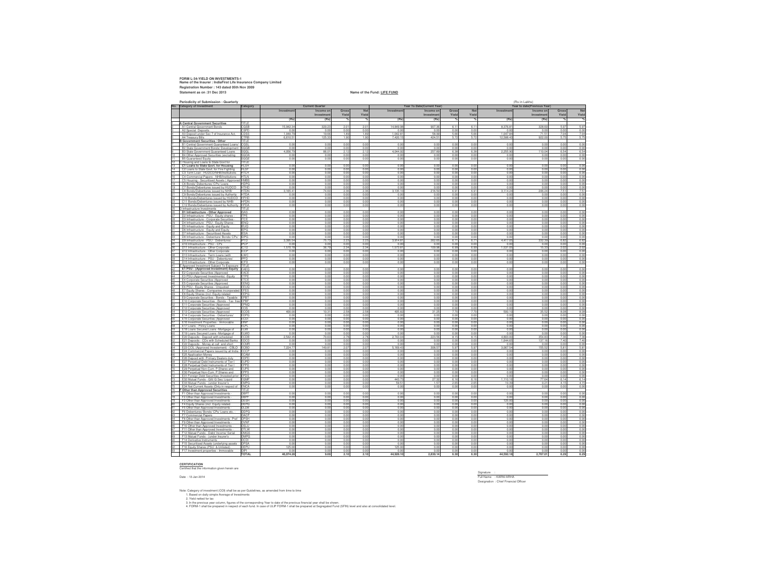**FORM L-34-YIELD ON INVESTMENTS-1**
**Name of the Insurer : IndiaFirst Life Insurance Company Limited**
**Registration Number : 143 dated 05th Nov 2009**
**Statement as on :31 Dec 2013**

**Name of the Fund: LIFE FUND**

**Periodicity of Submission : Quarterly**

(Rs in Lakhs)

| No. | Category of Investment | Category | Current Quarter | | | | Year To Date(Current Year) | | | | Year to date(Previous Year) | | | |
|---|---|---|---|---|---|---|---|---|---|---|---|---|---|---|
| | | | Investment | Income on Investment | Gross Yield | Net Yield | Investment | Income on Investment | Gross Yield | Net Yield | Investment | Income on Investment | Gross Yield | Net Yield |
| | | | (Rs) | (Rs) | % | % | (Rs) | (Rs) | % | % | (Rs) | (Rs) | % | % |
| 1 | **A Central Government Securities** | TITLE | | | | | | | | | | | | |
| 2 | A1 Central Government Bonds | CGSB | 15,942.34 | 320.23 | 2.01 | 2.01 | 14,849.98 | 907.36 | 6.11 | 6.11 | 8,376.81 | 328.60 | 5.97 | 5.97 |
| 3 | A2 Special Deposits | CSPD | 0.00 | 0.00 | 0.00 | 0.00 | 0.00 | 0.00 | 0.00 | 0.00 | 0.00 | 0.00 | 0.00 | 0.00 |
| 4 | A3 Deposit under Sec 7 of Insurance Act, | CDSS | 1,040.79 | 19.66 | 1.89 | 1.89 | 1,042.81 | 58.99 | 5.66 | 5.66 | 1,047.84 | 71.51 | 7.04 | 7.04 |
| 5 | A4 Treasury Bills | CTRB | 6,610.51 | 125.33 | 1.90 | 1.90 | 7,420.15 | 424.51 | 5.72 | 5.72 | 12,588.43 | 922.00 | 5.75 | 5.75 |
| 6 | **B Government Securities / Other** | TITLE | | | | | | | | | | | | |
| 7 | B1 Central Government Guaranteed Loans/ | CGSL | 0.00 | 0.00 | 0.00 | 0.00 | 0.00 | 0.00 | 0.00 | 0.00 | 0.00 | 0.00 | 0.00 | 0.00 |
| 8 | B2 State Government Bonds/ Development | SGGB | 0.00 | 0.00 | 0.00 | 0.00 | 0.00 | 0.00 | 0.00 | 0.00 | 0.00 | 0.00 | 0.00 | 0.00 |
| 9 | B3 State Government Guaranteed Loans | SGGL | 4,056.79 | 86.01 | 2.12 | 2.12 | 4,044.92 | 257.89 | 6.38 | 6.38 | 2,255.90 | 110.04 | 6.54 | 6.54 |
| 10 | B4 Other Approved Securities (excluding | SGOA | 0.00 | 0.00 | 0.00 | 0.00 | 0.00 | 0.00 | 0.00 | 0.00 | 0.00 | 0.00 | 0.00 | 0.00 |
| 11 | B5 Guaranteed Equity | SGGE | 0.00 | 0.00 | 0.00 | 0.00 | 0.00 | 0.00 | 0.00 | 0.00 | 0.00 | 0.00 | 0.00 | 0.00 |
| 12 | C Housing and Loans to State Govt for | TITLE | | | | | | | | | | | | |
| 13 | **C1 Loans to State Govt. for Housing** | HLSH | 0.00 | 0.00 | 0.00 | 0.00 | 0.00 | 0.00 | 0.00 | 0.00 | 0.00 | 0.00 | 0.00 | 0.00 |
| 14 | C2 Loans to State Govt. for Fire Fighting | HLSF | 0.00 | 0.00 | 0.00 | 0.00 | 0.00 | 0.00 | 0.00 | 0.00 | 0.00 | 0.00 | 0.00 | 0.00 |
| 15 | C3 Term Loan - HUDCO/NHB/Institutions | HTLH | 0.00 | 0.00 | 0.00 | 0.00 | 0.00 | 0.00 | 0.00 | 0.00 | 0.00 | 0.00 | 0.00 | 0.00 |
| 16 | C4 Commercial Papers - NHB/Institutions | HTLN | 0.00 | 0.00 | 0.00 | 0.00 | 0.00 | 0.00 | 0.00 | 0.00 | 0.00 | 0.00 | 0.00 | 0.00 |
| 17 | C5 Housing - Securitised Assets ( Approved | HMBS | 0.00 | 0.00 | 0.00 | 0.00 | 0.00 | 0.00 | 0.00 | 0.00 | 0.00 | 0.00 | 0.00 | 0.00 |
| 18 | C6 Bonds/ Debentures/ CPs/ Loans - | HDPG | 0.00 | 0.00 | 0.00 | 0.00 | 0.00 | 0.00 | 0.00 | 0.00 | 0.00 | 0.00 | 0.00 | 0.00 |
| 19 | C7 Bonds/Debentures issued by HUDCO | HTHD | 0.00 | 0.00 | 0.00 | 0.00 | 0.00 | 0.00 | 0.00 | 0.00 | 0.00 | 0.00 | 0.00 | 0.00 |
| 20 | C8 Bonds/Debentures issued by NHB/ | HTDN | 3,165.41 | 74.69 | 2.36 | 2.36 | 3,135.10 | 216.50 | 6.91 | 6.91 | 3,114.24 | 246.24 | 7.51 | 7.51 |
| 21 | C9 Bonds/Debentures issued by Authority | HTDA | 0.00 | 0.00 | 0.00 | 0.00 | 0.00 | 0.00 | 0.00 | 0.00 | 0.00 | 0.00 | 0.00 | 0.00 |
| 22 | C10 Bonds/Debentures issued by HUDCO | HFHD | 0.00 | 0.00 | 0.00 | 0.00 | 0.00 | 0.00 | 0.00 | 0.00 | 0.00 | 0.00 | 0.00 | 0.00 |
| 23 | C11 Bonds/Debentures issued by NHB/ | HFDN | 0.00 | 0.00 | 0.00 | 0.00 | 0.00 | 0.00 | 0.00 | 0.00 | 0.00 | 0.00 | 0.00 | 0.00 |
| 24 | C12 Bonds/Debentures issued by Authority | HFDA | 0.00 | 0.00 | 0.00 | 0.00 | 0.00 | 0.00 | 0.00 | 0.00 | 0.00 | 0.00 | 0.00 | 0.00 |
| 25 | D Infrastructure Investments | TITLE | | | | | | | | | | | | |
| 26 | **D1 Infrastructure - Other Approved** | ISAS | 0.00 | 0.00 | 0.00 | 0.00 | 0.00 | 0.00 | 0.00 | 0.00 | 0.00 | 0.00 | 0.00 | 0.00 |
| 27 | D2 Infrastructure - PSU - Equity shares - | ITPE | 0.00 | 0.00 | 0.00 | 0.00 | 0.00 | 0.00 | 0.00 | 0.00 | 0.00 | 0.00 | 0.00 | 0.00 |
| 28 | D3 Infrastructure - Corporate Securities - | ITCE | 0.00 | 0.00 | 0.00 | 0.00 | 0.00 | 0.00 | 0.00 | 0.00 | 0.00 | 0.00 | 0.00 | 0.00 |
| 29 | D4 Infrastructure - PSU - Equity Shares - | IENQ | 0.00 | 0.00 | 0.00 | 0.00 | 0.00 | 0.00 | 0.00 | 0.00 | 0.00 | 0.00 | 0.00 | 0.00 |
| 30 | D5 Infrastructure - Equity and Equity | IEUQ | 0.00 | 0.00 | 0.00 | 0.00 | 0.00 | 0.00 | 0.00 | 0.00 | 0.00 | 0.00 | 0.00 | 0.00 |
| 31 | D6 Infrastructure - Equity and Equity | IEPG | 0.00 | 0.00 | 0.00 | 0.00 | 0.00 | 0.00 | 0.00 | 0.00 | 0.00 | 0.00 | 0.00 | 0.00 |
| 32 | D7 Infrastructure - Securitised Assets | IESA | 0.00 | 0.00 | 0.00 | 0.00 | 0.00 | 0.00 | 0.00 | 0.00 | 0.00 | 0.00 | 0.00 | 0.00 |
| 33 | D8 Infrastructure - Debenture/ Bonds/ CPs/ | IDPG | 0.00 | 0.00 | 0.00 | 0.00 | 0.00 | 0.00 | 0.00 | 0.00 | 0.00 | 0.00 | 0.00 | 0.00 |
| 34 | D9 Infrastructure - PSU - Debentures/ | IPTD | 3,390.54 | 75.73 | 2.23 | 2.23 | 3,914.81 | 262.66 | 6.71 | 6.71 | 4,417.05 | 332.59 | 6.80 | 6.80 |
| 35 | D10 Infrastructure - PSU - CPs | IPCP | 0.00 | 0.00 | 0.00 | 0.00 | 0.00 | 0.00 | 0.00 | 0.00 | 0.00 | 0.00 | 0.00 | 0.00 |
| 36 | D11 Infrastructure - Other Corporate | ICTD | 1,570.78 | 36.79 | 2.34 | 2.34 | 1,573.81 | 109.98 | 6.99 | 6.99 | 1,531.05 | 15.53 | 2.02 | 2.02 |
| 37 | D12 Infrastructure - Other Corporate | ICCP | 0.00 | 0.00 | 0.00 | 0.00 | 0.00 | 0.00 | 0.00 | 0.00 | 0.00 | 0.00 | 0.00 | 0.00 |
| 38 | D13 Infrastructure - Term Loans (with | ILWC | 0.00 | 0.00 | 0.00 | 0.00 | 0.00 | 0.00 | 0.00 | 0.00 | 0.00 | 0.00 | 0.00 | 0.00 |
| 39 | D14 Infrastructure - PSU - Debentures/ | IPFD | 0.00 | 0.00 | 0.00 | 0.00 | 0.00 | 0.00 | 0.00 | 0.00 | 0.00 | 0.00 | 0.00 | 0.00 |
| 40 | D15 Infrastructure - Other Corporate | ICFD | 0.00 | 0.00 | 0.00 | 0.00 | 0.00 | 0.00 | 0.00 | 0.00 | 0.00 | 0.00 | 0.00 | 0.00 |
| 41 | E Approved Investment Subject To Exposure | TITLE | | | | | | | | | | | | |
| 42 | **E1 PSU - (Approved Investment)-Equity** | EAEQ | 0.00 | 0.00 | 0.00 | 0.00 | 0.00 | 0.00 | 0.00 | 0.00 | 0.00 | 0.00 | 0.00 | 0.00 |
| 43 | E2 Corporate Securities (Approved | EACE | 0.00 | 0.00 | 0.00 | 0.00 | 0.00 | 0.00 | 0.00 | 0.00 | 0.00 | 0.00 | 0.00 | 0.00 |
| 44 | E3 PSU-(Approved Investments) -Equity | ETPE | 0.00 | 0.00 | 0.00 | 0.00 | 0.00 | 0.00 | 0.00 | 0.00 | 0.00 | 0.00 | 0.00 | 0.00 |
| 45 | E4 Corporate Securities (Approved | ETCE | 0.00 | 0.00 | 0.00 | 0.00 | 0.00 | 0.00 | 0.00 | 0.00 | 0.00 | 0.00 | 0.00 | 0.00 |
| 46 | E5 Corporate Securities (Approved | EENQ | 0.00 | 0.00 | 0.00 | 0.00 | 0.00 | 0.00 | 0.00 | 0.00 | 0.00 | 0.00 | 0.00 | 0.00 |
| 47 | E6 PSU - Equity Shares - Unquoted | EEUQ | 0.00 | 0.00 | 0.00 | 0.00 | 0.00 | 0.00 | 0.00 | 0.00 | 0.00 | 0.00 | 0.00 | 0.00 |
| 48 | E7 Equity Shares - Companies incorporated | EFES | 0.00 | 0.00 | 0.00 | 0.00 | 0.00 | 0.00 | 0.00 | 0.00 | 0.00 | 0.00 | 0.00 | 0.00 |
| 49 | E8 Equity Shares (incl. Equity related | EEPG | 0.00 | 0.00 | 0.00 | 0.00 | 0.00 | 0.00 | 0.00 | 0.00 | 0.00 | 0.00 | 0.00 | 0.00 |
| 50 | E9 Corporate Securities - Bonds - Taxable | EPBT | 0.00 | 0.00 | 0.00 | 0.00 | 0.00 | 0.00 | 0.00 | 0.00 | 0.00 | 0.00 | 0.00 | 0.00 |
| 51 | E10 Corporate Securities - Bonds - Tax free | EPBF | 0.00 | 0.00 | 0.00 | 0.00 | 0.00 | 0.00 | 0.00 | 0.00 | 0.00 | 0.00 | 0.00 | 0.00 |
| 52 | E11 Corporate Securities (Approved | EPNQ | 0.00 | 0.00 | 0.00 | 0.00 | 0.00 | 0.00 | 0.00 | 0.00 | 0.00 | 0.00 | 0.00 | 0.00 |
| 53 | E12 Corporate Securities (Approved | ECIS | 0.00 | 0.00 | 0.00 | 0.00 | 0.00 | 0.00 | 0.00 | 0.00 | 0.00 | 0.00 | 0.00 | 0.00 |
| 54 | E13 Corporate Securities (Approved | ECOS | 400.00 | 10.31 | 2.58 | 2.58 | 405.82 | 31.25 | 7.70 | 7.70 | 500.10 | 35.52 | 8.08 | 8.08 |
| 55 | E14 Corporate Securities - Debentures/ | EDPG | 0.00 | 0.00 | 0.00 | 0.00 | 0.00 | 0.00 | 0.00 | 0.00 | 0.00 | 0.00 | 0.00 | 0.00 |
| 56 | E15 Corporate Securities (Approved | ECDI | 0.00 | 0.00 | 0.00 | 0.00 | 0.00 | 0.00 | 0.00 | 0.00 | 0.00 | 0.00 | 0.00 | 0.00 |
| 57 | E16 Investment Properties - Immovable | EINP | 0.00 | 0.00 | 0.00 | 0.00 | 0.00 | 0.00 | 0.00 | 0.00 | 0.00 | 0.00 | 0.00 | 0.00 |
| 58 | E17 Loans - Policy Loans | ELPL | 0.00 | 0.00 | 0.00 | 0.00 | 0.00 | 0.00 | 0.00 | 0.00 | 0.00 | 0.00 | 0.00 | 0.00 |
| 59 | E18 Loans Secured Loans -Mortgage of | ELMI | 0.00 | 0.00 | 0.00 | 0.00 | 0.00 | 0.00 | 0.00 | 0.00 | 0.00 | 0.00 | 0.00 | 0.00 |
| 60 | E19 Loans Secured Loans -Mortgage of | ELMO | 0.00 | 0.00 | 0.00 | 0.00 | 0.00 | 0.00 | 0.00 | 0.00 | 0.00 | 0.00 | 0.00 | 0.00 |
| 61 | E20 Deposits - Deposit with scheduled | ECDB | 2,542.35 | 70.63 | 2.78 | 2.78 | 2,743.04 | 223.56 | 8.15 | 8.15 | 4,803.00 | 354.63 | 7.38 | 7.38 |
| 62 | E21 Deposits - CDs with Scheduled Banks | EDCD | 0.00 | 0.00 | 0.00 | 0.00 | 0.00 | 0.00 | 0.00 | 0.00 | 1,644.65 | 137.16 | 7.40 | 7.40 |
| 63 | E22 Deposits - Money at call and short | ECMR | 0.00 | 0.00 | 0.00 | 0.00 | 0.00 | 0.00 | 0.00 | 0.00 | 0.00 | 0.00 | 0.00 | 0.00 |
| 64 | E23 CCIL (Approved Investement) - CBLO | ECBO | 7,224.77 | 149.81 | 2.07 | 2.07 | 5,169.43 | 308.57 | 5.97 | 5.97 | 3,067.54 | 155.52 | 5.81 | 5.81 |
| 65 | E24 Commercial Papers issued by all India | ECCP | 0.00 | 0.00 | 0.00 | 0.00 | 0.00 | 0.00 | 0.00 | 0.00 | 0.00 | 0.00 | 0.00 | 0.00 |
| 66 | E25 Application Money | ECAM | 0.00 | 0.00 | 0.00 | 0.00 | 0.00 | 0.00 | 0.00 | 0.00 | 0.00 | 0.00 | 0.00 | 0.00 |
| 67 | E26 Deposit with Primary Dealers duly | EDPD | 0.00 | 0.00 | 0.00 | 0.00 | 0.00 | 0.00 | 0.00 | 0.00 | 0.00 | 0.00 | 0.00 | 0.00 |
| 68 | E27 Perpetual Debt Instruments of Tier I | EUPD | 0.00 | 0.00 | 0.00 | 0.00 | 0.00 | 0.00 | 0.00 | 0.00 | 0.00 | 0.00 | 0.00 | 0.00 |
| 69 | E28 Perpetual Debt Instruments of Tier I | EPPD | 0.00 | 0.00 | 0.00 | 0.00 | 0.00 | 0.00 | 0.00 | 0.00 | 0.00 | 0.00 | 0.00 | 0.00 |
| 70 | E29 Perpetual Non-Cum. P.Shares and | EUPS | 0.00 | 0.00 | 0.00 | 0.00 | 0.00 | 0.00 | 0.00 | 0.00 | 0.00 | 0.00 | 0.00 | 0.00 |
| 71 | E30 Perpetual Non-Cum. P.Shares and | EPPS | 0.00 | 0.00 | 0.00 | 0.00 | 0.00 | 0.00 | 0.00 | 0.00 | 0.00 | 0.00 | 0.00 | 0.00 |
| 72 | E31 Foreign Debt Securities (Invested prior | EFDS | 0.00 | 0.00 | 0.00 | 0.00 | 0.00 | 0.00 | 0.00 | 0.00 | 0.00 | 0.00 | 0.00 | 0.00 |
| 73 | E32 Mutual Funds - Gilt/ G Sec/ Liquid | EGMF | 0.00 | 0.00 | 0.00 | 0.00 | 443.73 | 27.32 | 6.16 | 6.16 | 1,110.16 | 77.64 | 6.14 | 6.14 |
| 74 | E33 Mutual Funds - (under Insurer's | EMPG | 0.00 | 0.00 | 0.00 | 0.00 | 59.51 | 1.57 | 2.65 | 2.65 | 10.39 | 0.21 | 4.15 | 4.15 |
| 75 | E34 Net Current Assets (Only in respect of | ENCA | 0.00 | 0.00 | 0.00 | 0.00 | 0.00 | 0.00 | 0.00 | 0.00 | 0.00 | 0.00 | 0.00 | 0.00 |
| 76 | **F Other than Approved Securities** | TITLE | | | | | | | | | | | | |
| 77 | F1 Other than Approved Investments - | OBPT | 0.00 | 0.00 | 0.00 | 0.00 | 0.00 | 0.00 | 0.00 | 0.00 | 0.00 | 0.00 | 0.00 | 0.00 |
| 78 | F2 Other than Approved Investments - | OBPF | 0.00 | 0.00 | 0.00 | 0.00 | 0.00 | 0.00 | 0.00 | 0.00 | 0.00 | 0.00 | 0.00 | 0.00 |
| 79 | F3 Other than Approved Investments - | OESH | 0.00 | 0.00 | 0.00 | 0.00 | 0.00 | 0.00 | 0.00 | 0.00 | 125.00 | 0.00 | 0.00 | 0.00 |
| 80 | F4 Equity Shares (incl. Equity related | OEPG | 0.00 | 0.00 | 0.00 | 0.00 | 0.00 | 0.00 | 0.00 | 0.00 | 0.00 | 0.00 | 0.00 | 0.00 |
| 81 | F5 Other than Approved Investments - | OLDB | 0.00 | 0.00 | 0.00 | 0.00 | 0.00 | 0.00 | 0.00 | 0.00 | 0.00 | 0.00 | 0.00 | 0.00 |
| 82 | F6 Debentures/ Bonds/ CPs/ Loans etc. - | ODPG | 0.00 | 0.00 | 0.00 | 0.00 | 0.00 | 0.00 | 0.00 | 0.00 | 0.00 | 0.00 | 0.00 | 0.00 |
| 83 | F7 Commercial Papers | OACP | 0.00 | 0.00 | 0.00 | 0.00 | 0.00 | 0.00 | 0.00 | 0.00 | 0.00 | 0.00 | 0.00 | 0.00 |
| 84 | F8 Other than Approved Investments -Pref | OPSH | 0.00 | 0.00 | 0.00 | 0.00 | 0.00 | 0.00 | 0.00 | 0.00 | 0.00 | 0.00 | 0.00 | 0.00 |
| 85 | F9 Other than Approved Investments - | OVNF | 0.00 | 0.00 | 0.00 | 0.00 | 0.00 | 0.00 | 0.00 | 0.00 | 0.00 | 0.00 | 0.00 | 0.00 |
| 86 | F10 Other than Approved Investments - | OSLU | 0.00 | 0.00 | 0.00 | 0.00 | 0.00 | 0.00 | 0.00 | 0.00 | 0.00 | 0.00 | 0.00 | 0.00 |
| 87 | F11 Other than Approved Investments - | OTLW | 0.00 | 0.00 | 0.00 | 0.00 | 0.00 | 0.00 | 0.00 | 0.00 | 0.00 | 0.00 | 0.00 | 0.00 |
| 88 | F12 Mutual Funds - Debt/ Income/ Serial | OMGS | 0.00 | 0.00 | 0.00 | 0.00 | 0.00 | 0.00 | 0.00 | 0.00 | 0.00 | 0.00 | 0.00 | 0.00 |
| 89 | F13 Mutual Funds - (under Insurer's | OMPG | 0.00 | 0.00 | 0.00 | 0.00 | 0.00 | 0.00 | 0.00 | 0.00 | 0.00 | 0.00 | 0.00 | 0.00 |
| 90 | F14 Derivative Instruments | OCDI | 0.00 | 0.00 | 0.00 | 0.00 | 0.00 | 0.00 | 0.00 | 0.00 | 0.00 | 0.00 | 0.00 | 0.00 |
| 91 | F15 Securitised Assets (underlying assets | OPSA | 0.00 | 0.00 | 0.00 | 0.00 | 0.00 | 0.00 | 0.00 | 0.00 | 0.00 | 0.00 | 0.00 | 0.00 |
| 92 | F16 Equity Shares (PSU & Unlisted) | OEPU | 125.00 | 0.00 | 0.00 | 0.00 | 125.00 | 0.00 | 0.00 | 0.00 | 0.00 | 0.00 | 0.00 | 0.00 |
| 93 | F17 Investment properties - Immovable | OIPI | 0.00 | 0.00 | 0.00 | 0.00 | 0.00 | 0.00 | 0.00 | 0.00 | 0.00 | 0.00 | 0.00 | 0.00 |
| | | **TOTAL** | **46,074.28** | **969.19** | **2.10** | **2.10** | **44,928.10** | **2,830.14** | **6.30** | **6.30** | **44,592.16** | **2,787.01** | **6.29** | **6.29** |

**CERTIFICATION**
Certified that the information given herein are

Date : 13 Jan 2014

Signature :
Full Name : KARNI ARHA
Designation : Chief Financial Officer

Note: Category of investment (COI) shall be as per Guidelines, as amended from time to time
1. Based on daily simple Average of Investments
2. Yield netted for tax
3. In the previous year column, figures of the corresponding Year to date of the previous financial year shall be shown.
4. FORM-1 shall be prepared in respect of each fund. In case of ULIP FORM-1 shall be prepared at Segregated Fund (SFIN) level and also at consolidated level.